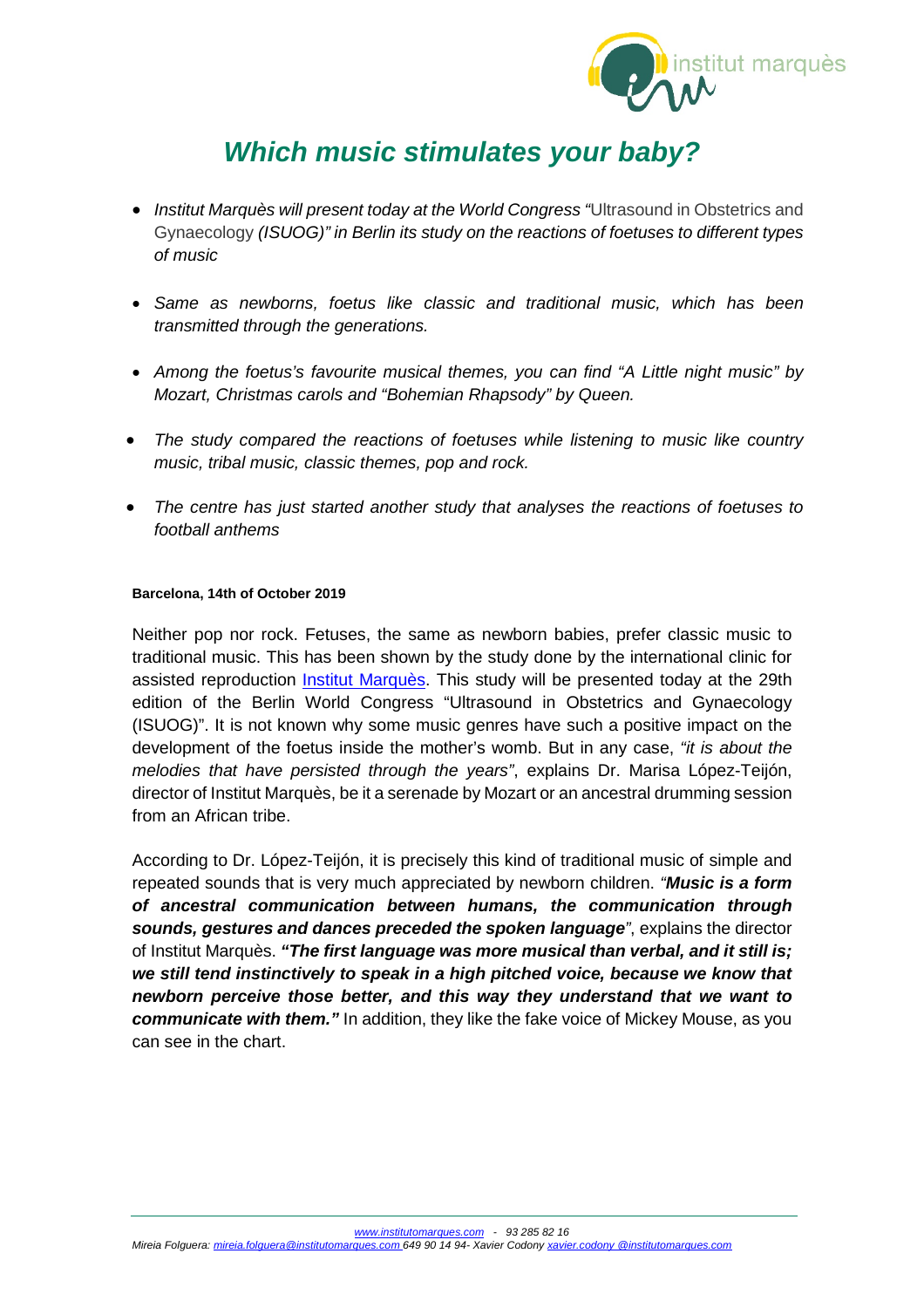# *Which music stimulates your baby?*

- *Institut Marquès will present today at the World Congress "*Ultrasound in Obstetrics and Gynaecology *(ISUOG)" in Berlin its study on the reactions of foetuses to different types of music*
- *Same as newborns, foetus like classic and traditional music, which has been transmitted through the generations.*
- *Among the foetus's favourite musical themes, you can find "A Little night music" by Mozart, Christmas carols and "Bohemian Rhapsody" by Queen.*
- *The study compared the reactions of foetuses while listening to music like country music, tribal music, classic themes, pop and rock.*
- *The centre has just started another study that analyses the reactions of foetuses to football anthems*

**Barcelona, 14th of October 2019**

Neither pop nor rock. Fetuses, the same as newborn babies, prefer classic music to traditional music. This has been shown by the study done by the international clinic for assisted reproduction Institut Marquès. This study will be presented today at the 29th edition of the Berlin World Congress "Ultrasound in Obstetrics and Gynaecology (ISUOG)". It is not known why some music genres have such a positive impact on the development of the foetus inside the mother's womb. But in any case, *"it is about the melodies that have persisted through the years"*, explains Dr. Marisa López-Teijón, director of Institut Marquès, be it a serenade by Mozart or an ancestral drumming session from an African tribe.

According to Dr. López-Teijón, it is precisely this kind of traditional music of simple and repeated sounds that is very much appreciated by newborn children. *"**Music is a form of ancestral communication between humans, the communication through sounds, gestures and dances preceded the spoken language**"*, explains the director of Institut Marquès. ***"The first language was more musical than verbal, and it still is; we still tend instinctively to speak in a high pitched voice, because we know that newborn perceive those better, and this way they understand that we want to communicate with them."*** In addition, they like the fake voice of Mickey Mouse, as you can see in the chart.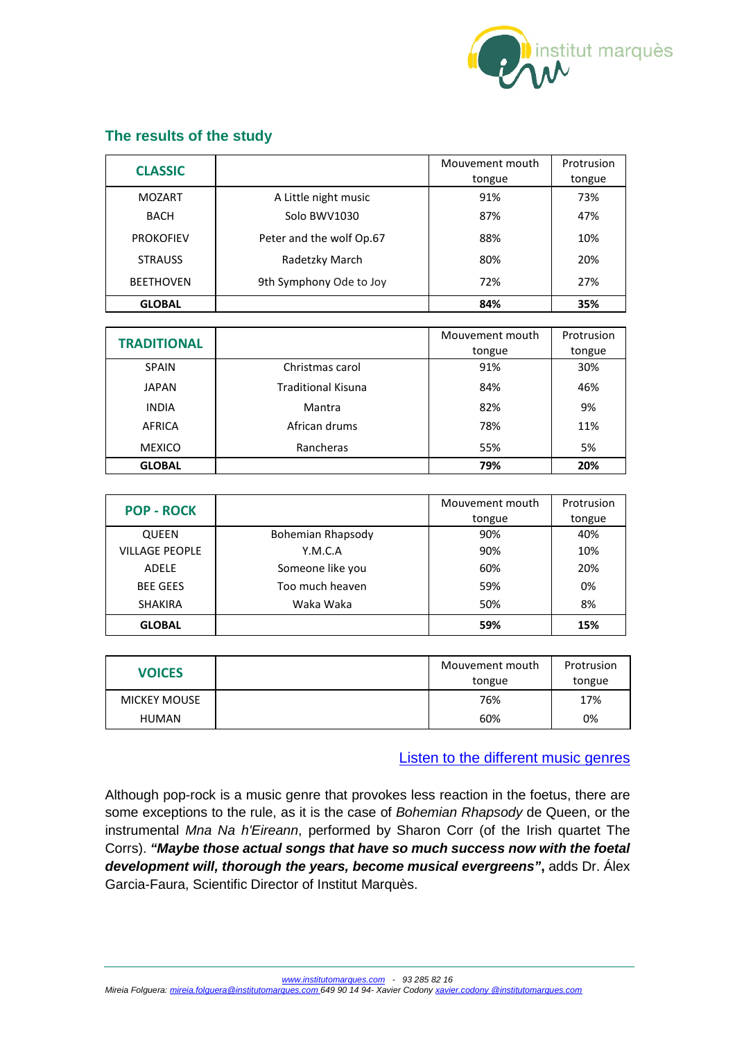## The results of the study

| CLASSIC | | Mouvement mouth tongue | Protrusion tongue |
|---|---|---|---|
| MOZART | A Little night music | 91% | 73% |
| BACH | Solo BWV1030 | 87% | 47% |
| PROKOFIEV | Peter and the wolf Op.67 | 88% | 10% |
| STRAUSS | Radetzky March | 80% | 20% |
| BEETHOVEN | 9th Symphony Ode to Joy | 72% | 27% |
| **GLOBAL** | | **84%** | **35%** |

| TRADITIONAL | | Mouvement mouth tongue | Protrusion tongue |
|---|---|---|---|
| SPAIN | Christmas carol | 91% | 30% |
| JAPAN | Traditional Kisuna | 84% | 46% |
| INDIA | Mantra | 82% | 9% |
| AFRICA | African drums | 78% | 11% |
| MEXICO | Rancheras | 55% | 5% |
| **GLOBAL** | | **79%** | **20%** |

| POP - ROCK | | Mouvement mouth tongue | Protrusion tongue |
|---|---|---|---|
| QUEEN | Bohemian Rhapsody | 90% | 40% |
| VILLAGE PEOPLE | Y.M.C.A | 90% | 10% |
| ADELE | Someone like you | 60% | 20% |
| BEE GEES | Too much heaven | 59% | 0% |
| SHAKIRA | Waka Waka | 50% | 8% |
| **GLOBAL** | | **59%** | **15%** |

| VOICES | | Mouvement mouth tongue | Protrusion tongue |
|---|---|---|---|
| MICKEY MOUSE | | 76% | 17% |
| HUMAN | | 60% | 0% |

Listen to the different music genres

Although pop-rock is a music genre that provokes less reaction in the foetus, there are some exceptions to the rule, as it is the case of *Bohemian Rhapsody* de Queen, or the instrumental *Mna Na h'Eireann*, performed by Sharon Corr (of the Irish quartet The Corrs). ***"Maybe those actual songs that have so much success now with the foetal development will, thorough the years, become musical evergreens"*,** adds Dr. Álex Garcia-Faura, Scientific Director of Institut Marquès.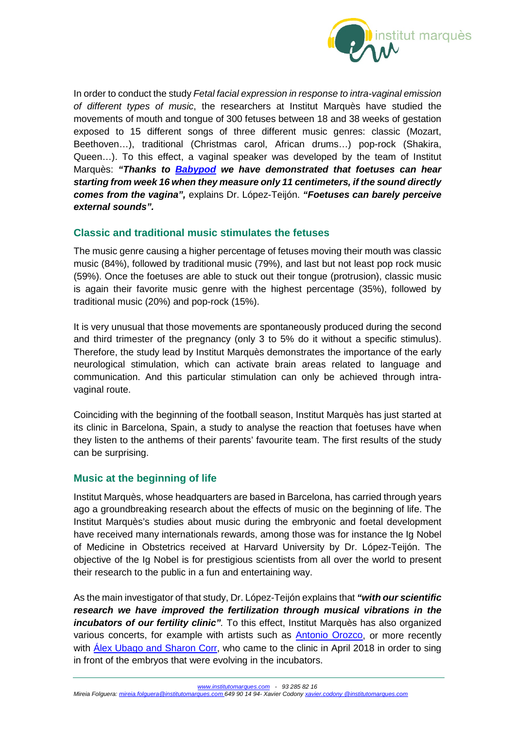In order to conduct the study *Fetal facial expression in response to intra-vaginal emission of different types of music*, the researchers at Institut Marquès have studied the movements of mouth and tongue of 300 fetuses between 18 and 38 weeks of gestation exposed to 15 different songs of three different music genres: classic (Mozart, Beethoven…), traditional (Christmas carol, African drums…) pop-rock (Shakira, Queen…). To this effect, a vaginal speaker was developed by the team of Institut Marquès: ***"Thanks to Babypod we have demonstrated that foetuses can hear starting from week 16 when they measure only 11 centimeters, if the sound directly comes from the vagina",*** explains Dr. López-Teijón. ***"Foetuses can barely perceive external sounds".***

## Classic and traditional music stimulates the fetuses

The music genre causing a higher percentage of fetuses moving their mouth was classic music (84%), followed by traditional music (79%), and last but not least pop rock music (59%). Once the foetuses are able to stuck out their tongue (protrusion), classic music is again their favorite music genre with the highest percentage (35%), followed by traditional music (20%) and pop-rock (15%).

It is very unusual that those movements are spontaneously produced during the second and third trimester of the pregnancy (only 3 to 5% do it without a specific stimulus). Therefore, the study lead by Institut Marquès demonstrates the importance of the early neurological stimulation, which can activate brain areas related to language and communication. And this particular stimulation can only be achieved through intra-vaginal route.

Coinciding with the beginning of the football season, Institut Marquès has just started at its clinic in Barcelona, Spain, a study to analyse the reaction that foetuses have when they listen to the anthems of their parents' favourite team. The first results of the study can be surprising.

## Music at the beginning of life

Institut Marquès, whose headquarters are based in Barcelona, has carried through years ago a groundbreaking research about the effects of music on the beginning of life. The Institut Marquès's studies about music during the embryonic and foetal development have received many internationals rewards, among those was for instance the Ig Nobel of Medicine in Obstetrics received at Harvard University by Dr. López-Teijón. The objective of the Ig Nobel is for prestigious scientists from all over the world to present their research to the public in a fun and entertaining way.

As the main investigator of that study, Dr. López-Teijón explains that ***"with our scientific research we have improved the fertilization through musical vibrations in the incubators of our fertility clinic"***. To this effect, Institut Marquès has also organized various concerts, for example with artists such as Antonio Orozco, or more recently with Álex Ubago and Sharon Corr, who came to the clinic in April 2018 in order to sing in front of the embryos that were evolving in the incubators.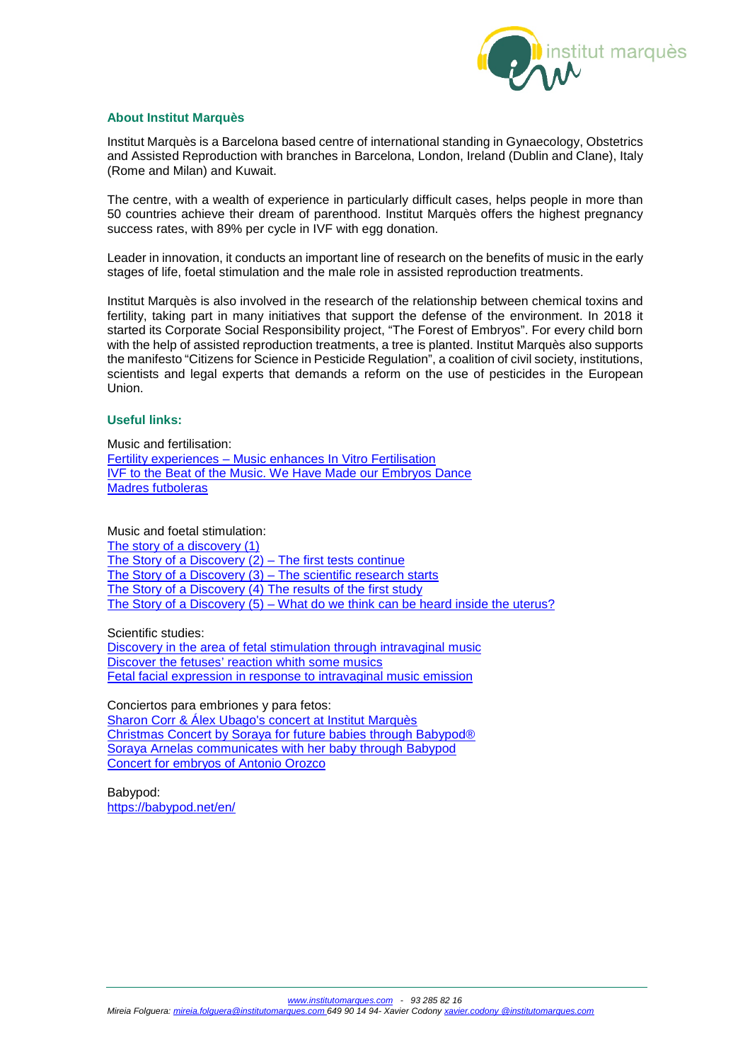### About Institut Marquès

Institut Marquès is a Barcelona based centre of international standing in Gynaecology, Obstetrics and Assisted Reproduction with branches in Barcelona, London, Ireland (Dublin and Clane), Italy (Rome and Milan) and Kuwait.

The centre, with a wealth of experience in particularly difficult cases, helps people in more than 50 countries achieve their dream of parenthood. Institut Marquès offers the highest pregnancy success rates, with 89% per cycle in IVF with egg donation.

Leader in innovation, it conducts an important line of research on the benefits of music in the early stages of life, foetal stimulation and the male role in assisted reproduction treatments.

Institut Marquès is also involved in the research of the relationship between chemical toxins and fertility, taking part in many initiatives that support the defense of the environment. In 2018 it started its Corporate Social Responsibility project, "The Forest of Embryos". For every child born with the help of assisted reproduction treatments, a tree is planted. Institut Marquès also supports the manifesto "Citizens for Science in Pesticide Regulation", a coalition of civil society, institutions, scientists and legal experts that demands a reform on the use of pesticides in the European Union.

### Useful links:

Music and fertilisation:
Fertility experiences – Music enhances In Vitro Fertilisation
IVF to the Beat of the Music. We Have Made our Embryos Dance
Madres futboleras

Music and foetal stimulation:
The story of a discovery (1)
The Story of a Discovery (2) – The first tests continue
The Story of a Discovery (3) – The scientific research starts
The Story of a Discovery (4) The results of the first study
The Story of a Discovery (5) – What do we think can be heard inside the uterus?

Scientific studies:
Discovery in the area of fetal stimulation through intravaginal music
Discover the fetuses' reaction whith some musics
Fetal facial expression in response to intravaginal music emission

Conciertos para embriones y para fetos:
Sharon Corr & Álex Ubago's concert at Institut Marquès
Christmas Concert by Soraya for future babies through Babypod®
Soraya Arnelas communicates with her baby through Babypod
Concert for embryos of Antonio Orozco

Babypod:
https://babypod.net/en/

www.institutomarques.com - 93 285 82 16
Mireia Folguera: mireia.folguera@institutomarques.com 649 90 14 94- Xavier Codony xavier.codony @institutomarques.com